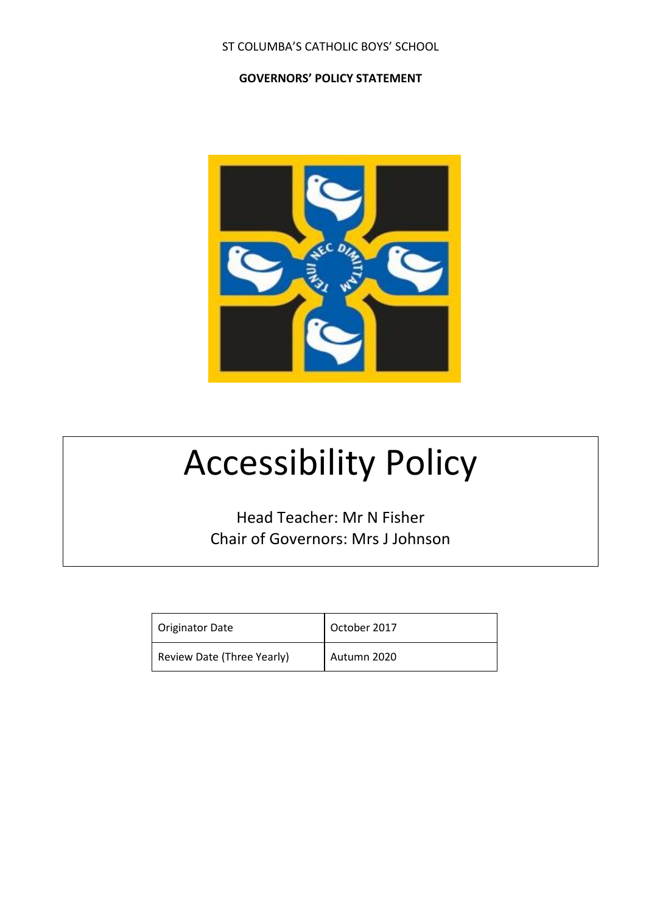ST COLUMBA'S CATHOLIC BOYS' SCHOOL

**GOVERNORS' POLICY STATEMENT**

# Accessibility Policy

Head Teacher: Mr N Fisher
Chair of Governors: Mrs J Johnson

| Originator Date | October 2017 |
|---|---|
| Review Date (Three Yearly) | Autumn 2020 |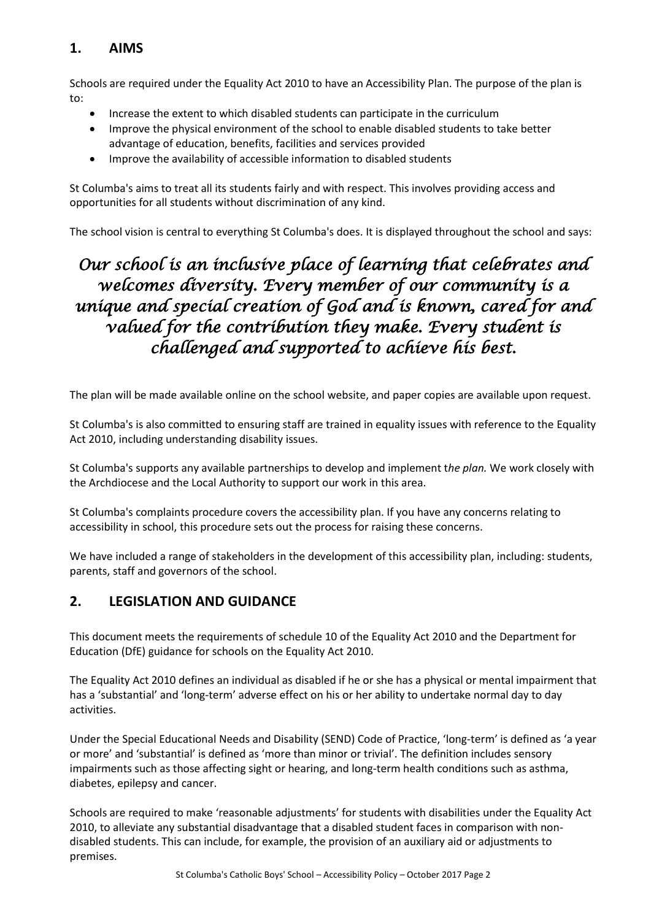## 1. AIMS

Schools are required under the Equality Act 2010 to have an Accessibility Plan. The purpose of the plan is to:

- Increase the extent to which disabled students can participate in the curriculum
- Improve the physical environment of the school to enable disabled students to take better advantage of education, benefits, facilities and services provided
- Improve the availability of accessible information to disabled students

St Columba's aims to treat all its students fairly and with respect. This involves providing access and opportunities for all students without discrimination of any kind.

The school vision is central to everything St Columba's does. It is displayed throughout the school and says:

*Our school is an inclusive place of learning that celebrates and welcomes diversity. Every member of our community is a unique and special creation of God and is known, cared for and valued for the contribution they make. Every student is challenged and supported to achieve his best.*

The plan will be made available online on the school website, and paper copies are available upon request.

St Columba's is also committed to ensuring staff are trained in equality issues with reference to the Equality Act 2010, including understanding disability issues.

St Columba's supports any available partnerships to develop and implement t*he plan.* We work closely with the Archdiocese and the Local Authority to support our work in this area.

St Columba's complaints procedure covers the accessibility plan. If you have any concerns relating to accessibility in school, this procedure sets out the process for raising these concerns.

We have included a range of stakeholders in the development of this accessibility plan, including: students, parents, staff and governors of the school.

## 2. LEGISLATION AND GUIDANCE

This document meets the requirements of schedule 10 of the Equality Act 2010 and the Department for Education (DfE) guidance for schools on the Equality Act 2010.

The Equality Act 2010 defines an individual as disabled if he or she has a physical or mental impairment that has a 'substantial' and 'long-term' adverse effect on his or her ability to undertake normal day to day activities.

Under the Special Educational Needs and Disability (SEND) Code of Practice, 'long-term' is defined as 'a year or more' and 'substantial' is defined as 'more than minor or trivial'. The definition includes sensory impairments such as those affecting sight or hearing, and long-term health conditions such as asthma, diabetes, epilepsy and cancer.

Schools are required to make 'reasonable adjustments' for students with disabilities under the Equality Act 2010, to alleviate any substantial disadvantage that a disabled student faces in comparison with non-disabled students. This can include, for example, the provision of an auxiliary aid or adjustments to premises.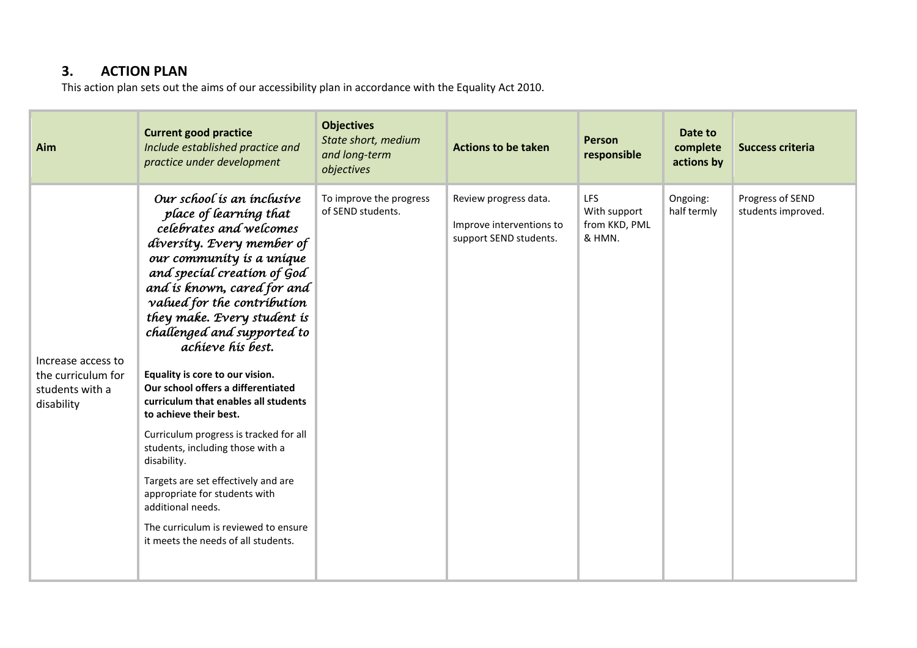## 3. ACTION PLAN

This action plan sets out the aims of our accessibility plan in accordance with the Equality Act 2010.

| Aim | Current good practice<br>*Include established practice and practice under development* | Objectives<br>*State short, medium and long-term objectives* | Actions to be taken | Person responsible | Date to complete actions by | Success criteria |
|---|---|---|---|---|---|---|
| Increase access to the curriculum for students with a disability | *Our school is an inclusive place of learning that celebrates and welcomes diversity. Every member of our community is a unique and special creation of God and is known, cared for and valued for the contribution they make. Every student is challenged and supported to achieve his best.*<br><br>**Equality is core to our vision. Our school offers a differentiated curriculum that enables all students to achieve their best.**<br><br>Curriculum progress is tracked for all students, including those with a disability.<br><br>Targets are set effectively and are appropriate for students with additional needs.<br><br>The curriculum is reviewed to ensure it meets the needs of all students. | To improve the progress of SEND students. | Review progress data.<br><br>Improve interventions to support SEND students. | LFS<br>With support from KKD, PML & HMN. | Ongoing: half termly | Progress of SEND students improved. |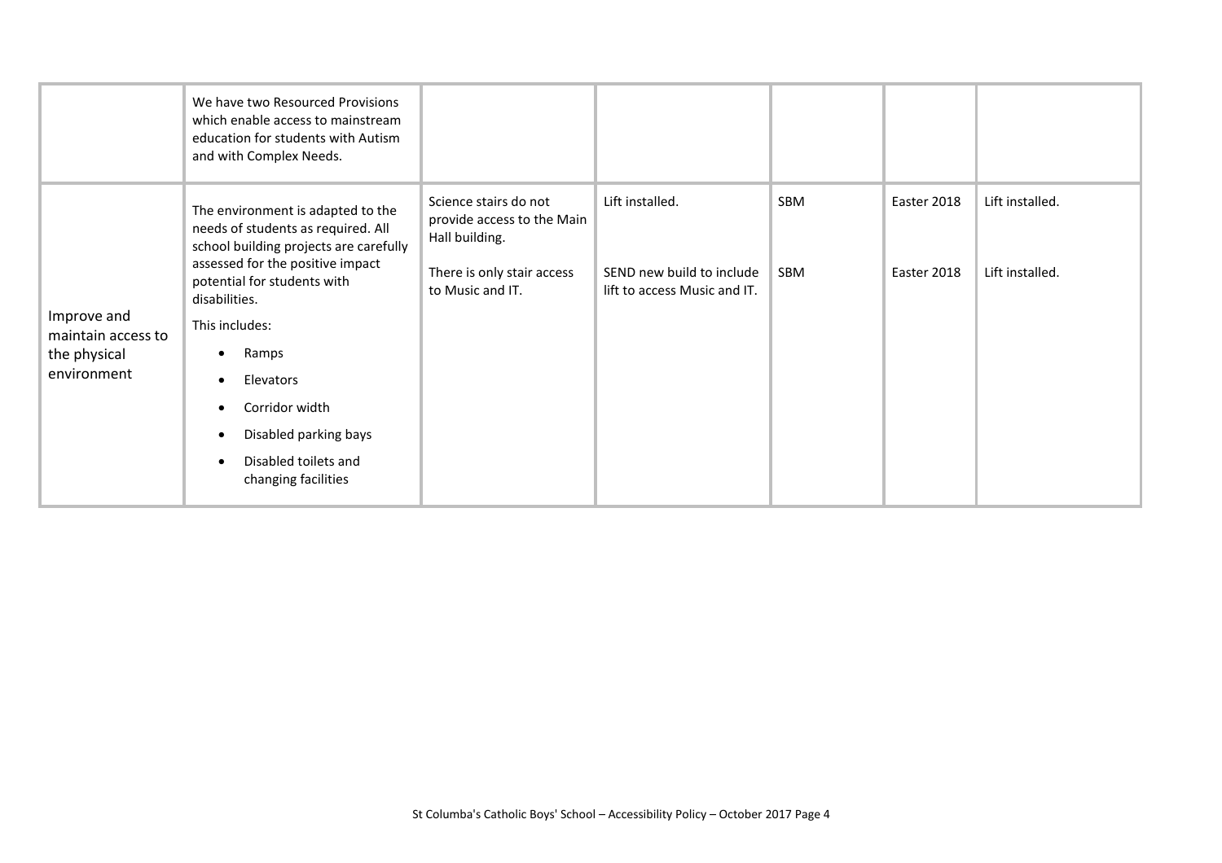| | | | | | | |
|---|---|---|---|---|---|---|
| | We have two Resourced Provisions which enable access to mainstream education for students with Autism and with Complex Needs. | | | | | |
| Improve and maintain access to the physical environment | The environment is adapted to the needs of students as required. All school building projects are carefully assessed for the positive impact potential for students with disabilities.<br>This includes:<br>• Ramps<br>• Elevators<br>• Corridor width<br>• Disabled parking bays<br>• Disabled toilets and changing facilities | Science stairs do not provide access to the Main Hall building.<br><br>There is only stair access to Music and IT. | Lift installed.<br><br>SEND new build to include lift to access Music and IT. | SBM<br><br>SBM | Easter 2018<br><br>Easter 2018 | Lift installed.<br><br>Lift installed. |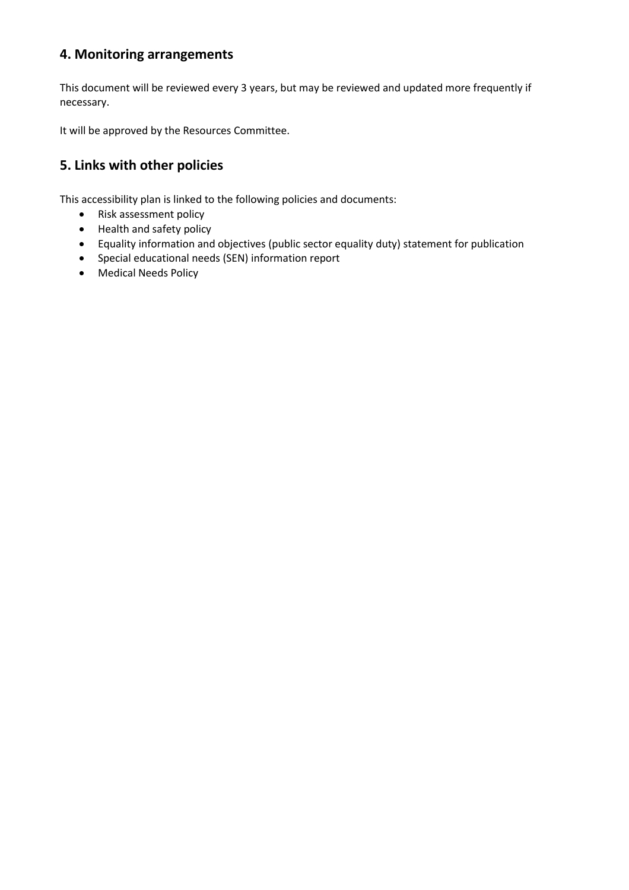## 4. Monitoring arrangements

This document will be reviewed every 3 years, but may be reviewed and updated more frequently if necessary.

It will be approved by the Resources Committee.

## 5. Links with other policies

This accessibility plan is linked to the following policies and documents:

- Risk assessment policy
- Health and safety policy
- Equality information and objectives (public sector equality duty) statement for publication
- Special educational needs (SEN) information report
- Medical Needs Policy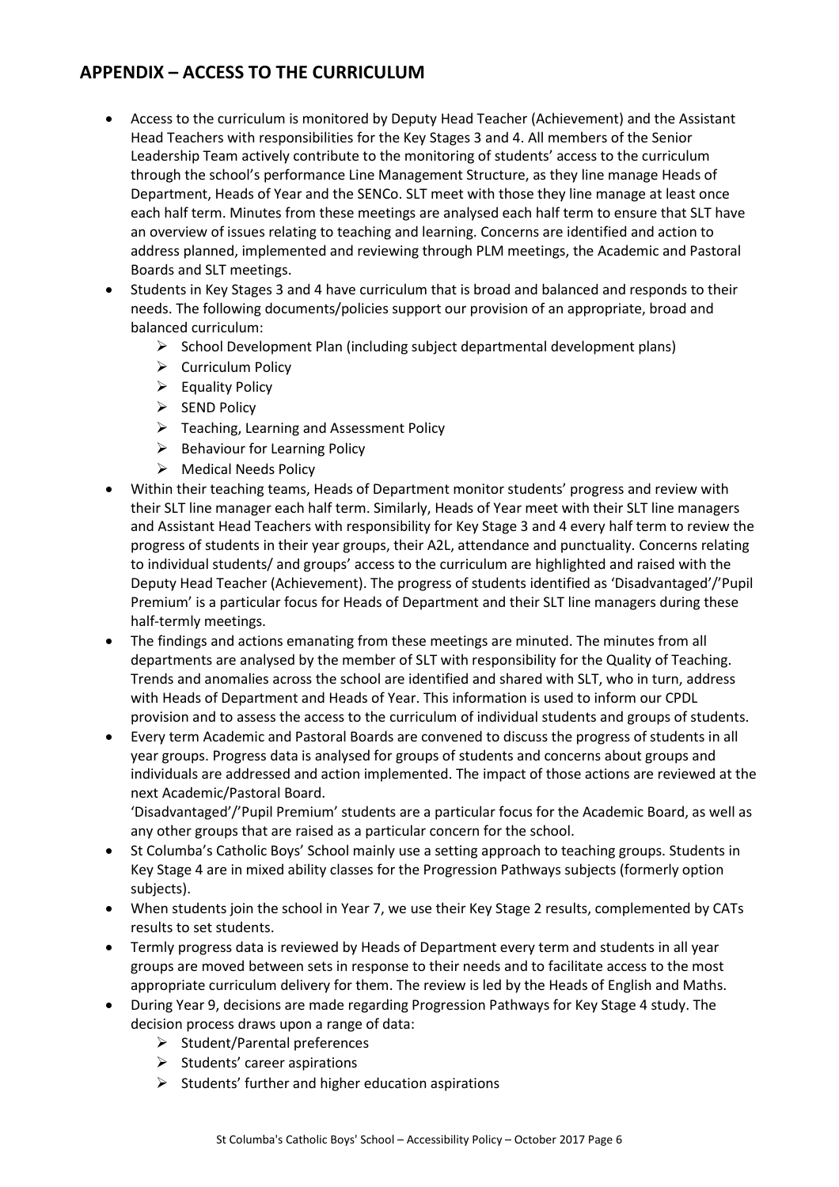## APPENDIX – ACCESS TO THE CURRICULUM

- Access to the curriculum is monitored by Deputy Head Teacher (Achievement) and the Assistant Head Teachers with responsibilities for the Key Stages 3 and 4. All members of the Senior Leadership Team actively contribute to the monitoring of students' access to the curriculum through the school's performance Line Management Structure, as they line manage Heads of Department, Heads of Year and the SENCo. SLT meet with those they line manage at least once each half term. Minutes from these meetings are analysed each half term to ensure that SLT have an overview of issues relating to teaching and learning. Concerns are identified and action to address planned, implemented and reviewing through PLM meetings, the Academic and Pastoral Boards and SLT meetings.
- Students in Key Stages 3 and 4 have curriculum that is broad and balanced and responds to their needs. The following documents/policies support our provision of an appropriate, broad and balanced curriculum:
    - School Development Plan (including subject departmental development plans)
    - Curriculum Policy
    - Equality Policy
    - SEND Policy
    - Teaching, Learning and Assessment Policy
    - Behaviour for Learning Policy
    - Medical Needs Policy
- Within their teaching teams, Heads of Department monitor students' progress and review with their SLT line manager each half term. Similarly, Heads of Year meet with their SLT line managers and Assistant Head Teachers with responsibility for Key Stage 3 and 4 every half term to review the progress of students in their year groups, their A2L, attendance and punctuality. Concerns relating to individual students/ and groups' access to the curriculum are highlighted and raised with the Deputy Head Teacher (Achievement). The progress of students identified as 'Disadvantaged'/'Pupil Premium' is a particular focus for Heads of Department and their SLT line managers during these half-termly meetings.
- The findings and actions emanating from these meetings are minuted. The minutes from all departments are analysed by the member of SLT with responsibility for the Quality of Teaching. Trends and anomalies across the school are identified and shared with SLT, who in turn, address with Heads of Department and Heads of Year. This information is used to inform our CPDL provision and to assess the access to the curriculum of individual students and groups of students.
- Every term Academic and Pastoral Boards are convened to discuss the progress of students in all year groups. Progress data is analysed for groups of students and concerns about groups and individuals are addressed and action implemented. The impact of those actions are reviewed at the next Academic/Pastoral Board.  
  'Disadvantaged'/'Pupil Premium' students are a particular focus for the Academic Board, as well as any other groups that are raised as a particular concern for the school.
- St Columba's Catholic Boys' School mainly use a setting approach to teaching groups. Students in Key Stage 4 are in mixed ability classes for the Progression Pathways subjects (formerly option subjects).
- When students join the school in Year 7, we use their Key Stage 2 results, complemented by CATs results to set students.
- Termly progress data is reviewed by Heads of Department every term and students in all year groups are moved between sets in response to their needs and to facilitate access to the most appropriate curriculum delivery for them. The review is led by the Heads of English and Maths.
- During Year 9, decisions are made regarding Progression Pathways for Key Stage 4 study. The decision process draws upon a range of data:
    - Student/Parental preferences
    - Students' career aspirations
    - Students' further and higher education aspirations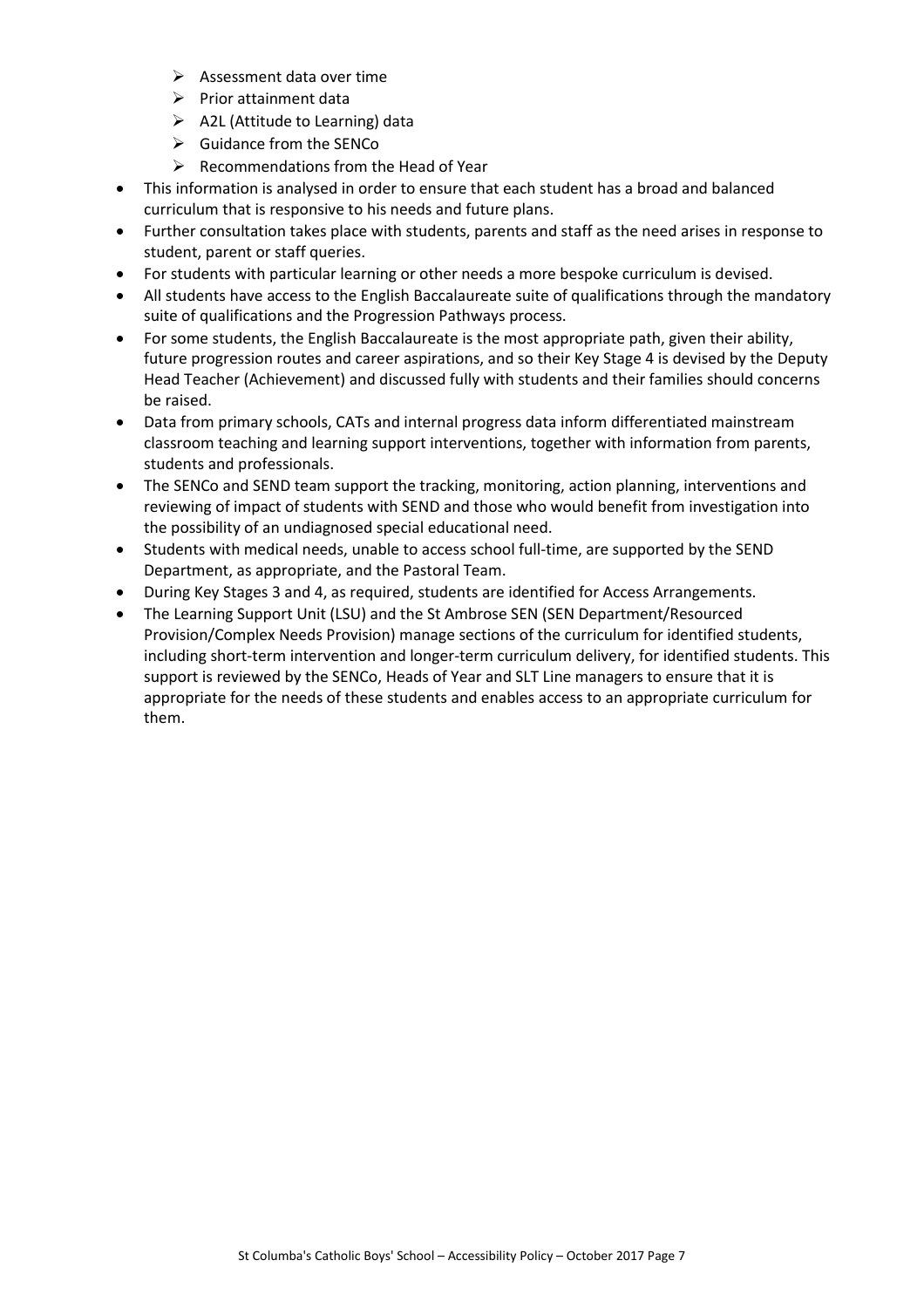- Assessment data over time
  - Prior attainment data
  - A2L (Attitude to Learning) data
  - Guidance from the SENCo
  - Recommendations from the Head of Year
- This information is analysed in order to ensure that each student has a broad and balanced curriculum that is responsive to his needs and future plans.
- Further consultation takes place with students, parents and staff as the need arises in response to student, parent or staff queries.
- For students with particular learning or other needs a more bespoke curriculum is devised.
- All students have access to the English Baccalaureate suite of qualifications through the mandatory suite of qualifications and the Progression Pathways process.
- For some students, the English Baccalaureate is the most appropriate path, given their ability, future progression routes and career aspirations, and so their Key Stage 4 is devised by the Deputy Head Teacher (Achievement) and discussed fully with students and their families should concerns be raised.
- Data from primary schools, CATs and internal progress data inform differentiated mainstream classroom teaching and learning support interventions, together with information from parents, students and professionals.
- The SENCo and SEND team support the tracking, monitoring, action planning, interventions and reviewing of impact of students with SEND and those who would benefit from investigation into the possibility of an undiagnosed special educational need.
- Students with medical needs, unable to access school full-time, are supported by the SEND Department, as appropriate, and the Pastoral Team.
- During Key Stages 3 and 4, as required, students are identified for Access Arrangements.
- The Learning Support Unit (LSU) and the St Ambrose SEN (SEN Department/Resourced Provision/Complex Needs Provision) manage sections of the curriculum for identified students, including short-term intervention and longer-term curriculum delivery, for identified students. This support is reviewed by the SENCo, Heads of Year and SLT Line managers to ensure that it is appropriate for the needs of these students and enables access to an appropriate curriculum for them.